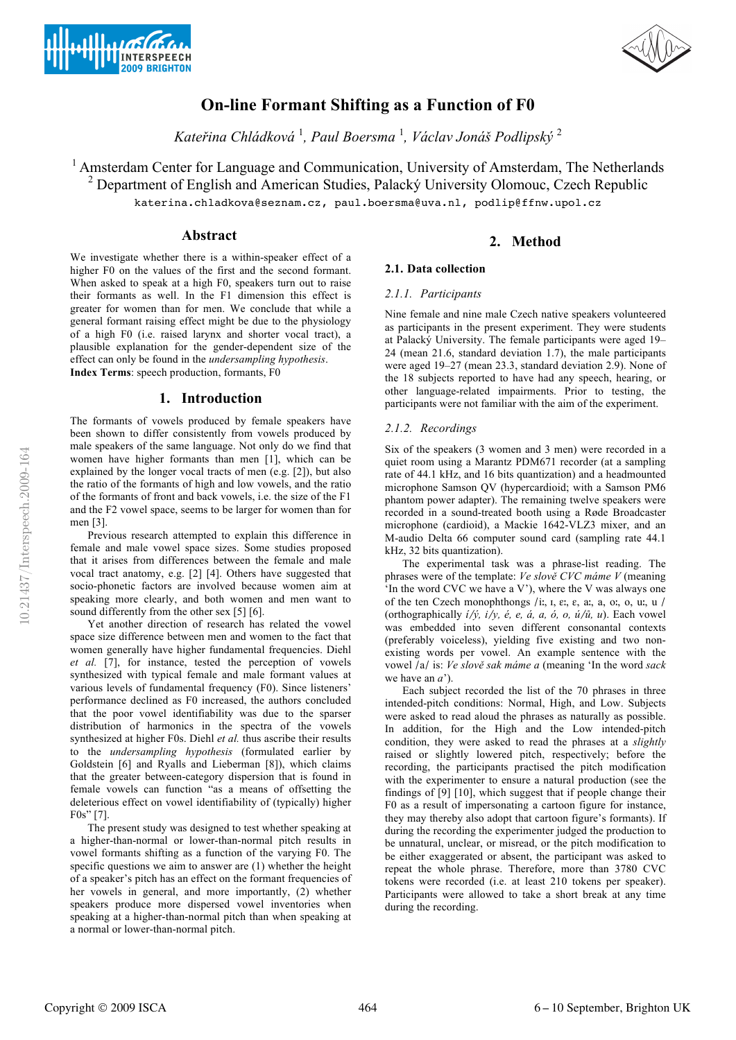# On-line Formant Shifting as a Function of F0

*Kateřina Chládková* [1], *Paul Boersma* [1], *Václav Jonáš Podlipský* [2]

[1] Amsterdam Center for Language and Communication, University of Amsterdam, The Netherlands
[2] Department of English and American Studies, Palacký University Olomouc, Czech Republic

katerina.chladkova@seznam.cz, paul.boersma@uva.nl, podlip@ffnw.upol.cz

## Abstract

We investigate whether there is a within-speaker effect of a higher F0 on the values of the first and the second formant. When asked to speak at a high F0, speakers turn out to raise their formants as well. In the F1 dimension this effect is greater for women than for men. We conclude that while a general formant raising effect might be due to the physiology of a high F0 (i.e. raised larynx and shorter vocal tract), a plausible explanation for the gender-dependent size of the effect can only be found in the *undersampling hypothesis*.

**Index Terms**: speech production, formants, F0

## 1. Introduction

The formants of vowels produced by female speakers have been shown to differ consistently from vowels produced by male speakers of the same language. Not only do we find that women have higher formants than men [1], which can be explained by the longer vocal tracts of men (e.g. [2]), but also the ratio of the formants of high and low vowels, and the ratio of the formants of front and back vowels, i.e. the size of the F1 and the F2 vowel space, seems to be larger for women than for men [3].

Previous research attempted to explain this difference in female and male vowel space sizes. Some studies proposed that it arises from differences between the female and male vocal tract anatomy, e.g. [2] [4]. Others have suggested that socio-phonetic factors are involved because women aim at speaking more clearly, and both women and men want to sound differently from the other sex [5] [6].

Yet another direction of research has related the vowel space size difference between men and women to the fact that women generally have higher fundamental frequencies. Diehl *et al.* [7], for instance, tested the perception of vowels synthesized with typical female and male formant values at various levels of fundamental frequency (F0). Since listeners' performance declined as F0 increased, the authors concluded that the poor vowel identifiability was due to the sparser distribution of harmonics in the spectra of the vowels synthesized at higher F0s. Diehl *et al.* thus ascribe their results to the *undersampling hypothesis* (formulated earlier by Goldstein [6] and Ryalls and Lieberman [8]), which claims that the greater between-category dispersion that is found in female vowels can function "as a means of offsetting the deleterious effect on vowel identifiability of (typically) higher F0s" [7].

The present study was designed to test whether speaking at a higher-than-normal or lower-than-normal pitch results in vowel formants shifting as a function of the varying F0. The specific questions we aim to answer are (1) whether the height of a speaker's pitch has an effect on the formant frequencies of her vowels in general, and more importantly, (2) whether speakers produce more dispersed vowel inventories when speaking at a higher-than-normal pitch than when speaking at a normal or lower-than-normal pitch.

## 2. Method

### 2.1. Data collection

#### 2.1.1. Participants

Nine female and nine male Czech native speakers volunteered as participants in the present experiment. They were students at Palacký University. The female participants were aged 19–24 (mean 21.6, standard deviation 1.7), the male participants were aged 19–27 (mean 23.3, standard deviation 2.9). None of the 18 subjects reported to have had any speech, hearing, or other language-related impairments. Prior to testing, the participants were not familiar with the aim of the experiment.

#### 2.1.2. Recordings

Six of the speakers (3 women and 3 men) were recorded in a quiet room using a Marantz PDM671 recorder (at a sampling rate of 44.1 kHz, and 16 bits quantization) and a headmounted microphone Samson QV (hypercardioid; with a Samson PM6 phantom power adapter). The remaining twelve speakers were recorded in a sound-treated booth using a Røde Broadcaster microphone (cardioid), a Mackie 1642-VLZ3 mixer, and an M-audio Delta 66 computer sound card (sampling rate 44.1 kHz, 32 bits quantization).

The experimental task was a phrase-list reading. The phrases were of the template: *Ve slově CVC máme V* (meaning 'In the word CVC we have a V'), where the V was always one of the ten Czech monophthongs /iː, ɪ, ɛː, ɛ, aː, a, oː, o, uː, u / (orthographically *í/ý, i/y, é, e, á, a, ó, o, ú/ů, u*). Each vowel was embedded into seven different consonantal contexts (preferably voiceless), yielding five existing and two non-existing words per vowel. An example sentence with the vowel /a/ is: *Ve slově sak máme a* (meaning 'In the word *sack* we have an *a*').

Each subject recorded the list of the 70 phrases in three intended-pitch conditions: Normal, High, and Low. Subjects were asked to read aloud the phrases as naturally as possible. In addition, for the High and the Low intended-pitch condition, they were asked to read the phrases at a *slightly* raised or slightly lowered pitch, respectively; before the recording, the participants practised the pitch modification with the experimenter to ensure a natural production (see the findings of [9] [10], which suggest that if people change their F0 as a result of impersonating a cartoon figure for instance, they may thereby also adopt that cartoon figure's formants). If during the recording the experimenter judged the production to be unnatural, unclear, or misread, or the pitch modification to be either exaggerated or absent, the participant was asked to repeat the whole phrase. Therefore, more than 3780 CVC tokens were recorded (i.e. at least 210 tokens per speaker). Participants were allowed to take a short break at any time during the recording.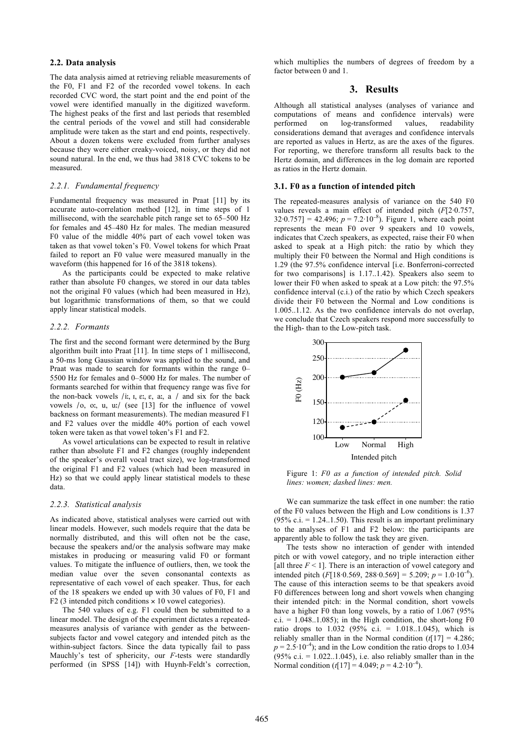### 2.2. Data analysis

The data analysis aimed at retrieving reliable measurements of the F0, F1 and F2 of the recorded vowel tokens. In each recorded CVC word, the start point and the end point of the vowel were identified manually in the digitized waveform. The highest peaks of the first and last periods that resembled the central periods of the vowel and still had considerable amplitude were taken as the start and end points, respectively. About a dozen tokens were excluded from further analyses because they were either creaky-voiced, noisy, or they did not sound natural. In the end, we thus had 3818 CVC tokens to be measured.

#### 2.2.1. Fundamental frequency

Fundamental frequency was measured in Praat [11] by its accurate auto-correlation method [12], in time steps of 1 millisecond, with the searchable pitch range set to 65–500 Hz for females and 45–480 Hz for males. The median measured F0 value of the middle 40% part of each vowel token was taken as that vowel token's F0. Vowel tokens for which Praat failed to report an F0 value were measured manually in the waveform (this happened for 16 of the 3818 tokens).

As the participants could be expected to make relative rather than absolute F0 changes, we stored in our data tables not the original F0 values (which had been measured in Hz), but logarithmic transformations of them, so that we could apply linear statistical models.

#### 2.2.2. Formants

The first and the second formant were determined by the Burg algorithm built into Praat [11]. In time steps of 1 millisecond, a 50-ms long Gaussian window was applied to the sound, and Praat was made to search for formants within the range 0–5500 Hz for females and 0–5000 Hz for males. The number of formants searched for within that frequency range was five for the non-back vowels /iː, ɪ, ɛː, ɛ, aː, a / and six for the back vowels /o, oː, u, uː/ (see [13] for the influence of vowel backness on formant measurements). The median measured F1 and F2 values over the middle 40% portion of each vowel token were taken as that vowel token's F1 and F2.

As vowel articulations can be expected to result in relative rather than absolute F1 and F2 changes (roughly independent of the speaker's overall vocal tract size), we log-transformed the original F1 and F2 values (which had been measured in Hz) so that we could apply linear statistical models to these data.

#### 2.2.3. Statistical analysis

As indicated above, statistical analyses were carried out with linear models. However, such models require that the data be normally distributed, and this will often not be the case, because the speakers and/or the analysis software may make mistakes in producing or measuring valid F0 or formant values. To mitigate the influence of outliers, then, we took the median value over the seven consonantal contexts as representative of each vowel of each speaker. Thus, for each of the 18 speakers we ended up with 30 values of F0, F1 and F2 (3 intended pitch conditions × 10 vowel categories).

The 540 values of e.g. F1 could then be submitted to a linear model. The design of the experiment dictates a repeated-measures analysis of variance with gender as the between-subjects factor and vowel category and intended pitch as the within-subject factors. Since the data typically fail to pass Mauchly's test of sphericity, our $F$-tests were standardly performed (in SPSS [14]) with Huynh-Feldt's correction, which multiplies the numbers of degrees of freedom by a factor between 0 and 1.

## 3. Results

Although all statistical analyses (analyses of variance and computations of means and confidence intervals) were performed on log-transformed values, readability considerations demand that averages and confidence intervals are reported as values in Hertz, as are the axes of the figures. For reporting, we therefore transform all results back to the Hertz domain, and differences in the log domain are reported as ratios in the Hertz domain.

### 3.1. F0 as a function of intended pitch

The repeated-measures analysis of variance on the 540 F0 values reveals a main effect of intended pitch ($F[2{\cdot}0.757, 32{\cdot}0.757] = 42.496$; $p = 7.2{\cdot}10^{-8}$). Figure 1, where each point represents the mean F0 over 9 speakers and 10 vowels, indicates that Czech speakers, as expected, raise their F0 when asked to speak at a High pitch: the ratio by which they multiply their F0 between the Normal and High conditions is 1.29 (the 97.5% confidence interval [i.e. Bonferroni-corrected for two comparisons] is 1.17..1.42). Speakers also seem to lower their F0 when asked to speak at a Low pitch: the 97.5% confidence interval (c.i.) of the ratio by which Czech speakers divide their F0 between the Normal and Low conditions is 1.005..1.12. As the two confidence intervals do not overlap, we conclude that Czech speakers respond more successfully to the High- than to the Low-pitch task.

Figure 1: *F0 as a function of intended pitch. Solid lines: women; dashed lines: men.*

We can summarize the task effect in one number: the ratio of the F0 values between the High and Low conditions is 1.37 (95% c.i. = 1.24..1.50). This result is an important preliminary to the analyses of F1 and F2 below: the participants are apparently able to follow the task they are given.

The tests show no interaction of gender with intended pitch or with vowel category, and no triple interaction either [all three $F < 1$]. There is an interaction of vowel category and intended pitch ($F[18{\cdot}0.569, 288{\cdot}0.569] = 5.209$; $p = 1.0{\cdot}10^{-6}$). The cause of this interaction seems to be that speakers avoid F0 differences between long and short vowels when changing their intended pitch: in the Normal condition, short vowels have a higher F0 than long vowels, by a ratio of 1.067 (95% c.i. = 1.048..1.085); in the High condition, the short-long F0 ratio drops to 1.032 (95% c.i. = 1.018..1.045), which is reliably smaller than in the Normal condition ($t[17] = 4.286$; $p = 2.5{\cdot}10^{-4}$); and in the Low condition the ratio drops to 1.034 (95% c.i. = 1.022..1.045), i.e. also reliably smaller than in the Normal condition ($t[17] = 4.049$; $p = 4.2{\cdot}10^{-4}$).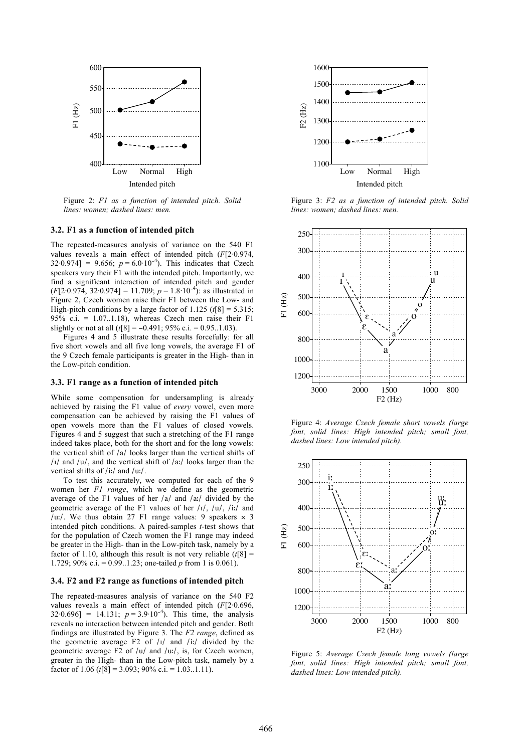Figure 2: *F1 as a function of intended pitch. Solid lines: women; dashed lines: men.*

Figure 3: *F2 as a function of intended pitch. Solid lines: women; dashed lines: men.*

### 3.2. F1 as a function of intended pitch

The repeated-measures analysis of variance on the 540 F1 values reveals a main effect of intended pitch ($F[2\cdot0.974, 32\cdot0.974] = 9.656$; $p = 6.0\cdot10^{-4}$). This indicates that Czech speakers vary their F1 with the intended pitch. Importantly, we find a significant interaction of intended pitch and gender ($F[2\cdot0.974, 32\cdot0.974] = 11.709$; $p = 1.8\cdot10^{-4}$): as illustrated in Figure 2, Czech women raise their F1 between the Low- and High-pitch conditions by a large factor of 1.125 ($t[8] = 5.315$; 95% c.i. = 1.07..1.18), whereas Czech men raise their F1 slightly or not at all ($t[8] = -0.491$; 95% c.i. = 0.95..1.03).

Figures 4 and 5 illustrate these results forcefully: for all five short vowels and all five long vowels, the average F1 of the 9 Czech female participants is greater in the High- than in the Low-pitch condition.

### 3.3. F1 range as a function of intended pitch

While some compensation for undersampling is already achieved by raising the F1 value of *every* vowel, even more compensation can be achieved by raising the F1 values of open vowels more than the F1 values of closed vowels. Figures 4 and 5 suggest that such a stretching of the F1 range indeed takes place, both for the short and for the long vowels: the vertical shift of /a/ looks larger than the vertical shifts of /ɪ/ and /u/, and the vertical shift of /aː/ looks larger than the vertical shifts of /iː/ and /uː/.

To test this accurately, we computed for each of the 9 women her *F1 range*, which we define as the geometric average of the F1 values of her /a/ and /aː/ divided by the geometric average of the F1 values of her /ɪ/, /u/, /iː/ and /uː/. We thus obtain 27 F1 range values: 9 speakers × 3 intended pitch conditions. A paired-samples *t*-test shows that for the population of Czech women the F1 range may indeed be greater in the High- than in the Low-pitch task, namely by a factor of 1.10, although this result is not very reliable ($t[8] = 1.729$; 90% c.i. = 0.99..1.23; one-tailed *p* from 1 is 0.061).

### 3.4. F2 and F2 range as functions of intended pitch

The repeated-measures analysis of variance on the 540 F2 values reveals a main effect of intended pitch ($F[2\cdot0.696, 32\cdot0.696] = 14.131$; $p = 3.9\cdot10^{-4}$). This time, the analysis reveals no interaction between intended pitch and gender. Both findings are illustrated by Figure 3. The *F2 range*, defined as the geometric average F2 of /ɪ/ and /iː/ divided by the geometric average F2 of /u/ and /uː/, is, for Czech women, greater in the High- than in the Low-pitch task, namely by a factor of 1.06 ($t[8] = 3.093$; 90% c.i. = 1.03..1.11).

Figure 4: *Average Czech female short vowels (large font, solid lines: High intended pitch; small font, dashed lines: Low intended pitch).*

Figure 5: *Average Czech female long vowels (large font, solid lines: High intended pitch; small font, dashed lines: Low intended pitch).*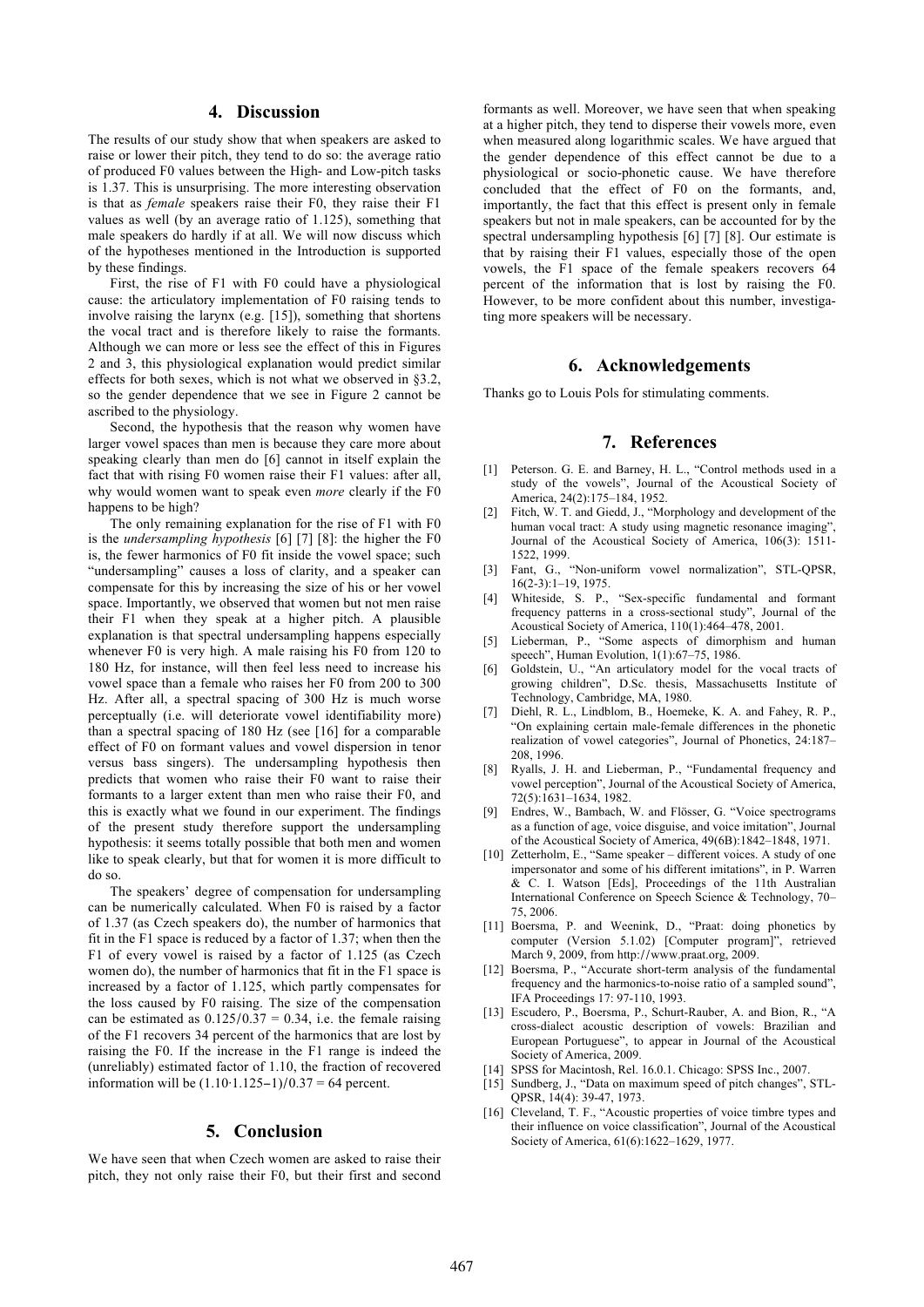## 4. Discussion

The results of our study show that when speakers are asked to raise or lower their pitch, they tend to do so: the average ratio of produced F0 values between the High- and Low-pitch tasks is 1.37. This is unsurprising. The more interesting observation is that as *female* speakers raise their F0, they raise their F1 values as well (by an average ratio of 1.125), something that male speakers do hardly if at all. We will now discuss which of the hypotheses mentioned in the Introduction is supported by these findings.

First, the rise of F1 with F0 could have a physiological cause: the articulatory implementation of F0 raising tends to involve raising the larynx (e.g. [15]), something that shortens the vocal tract and is therefore likely to raise the formants. Although we can more or less see the effect of this in Figures 2 and 3, this physiological explanation would predict similar effects for both sexes, which is not what we observed in §3.2, so the gender dependence that we see in Figure 2 cannot be ascribed to the physiology.

Second, the hypothesis that the reason why women have larger vowel spaces than men is because they care more about speaking clearly than men do [6] cannot in itself explain the fact that with rising F0 women raise their F1 values: after all, why would women want to speak even *more* clearly if the F0 happens to be high?

The only remaining explanation for the rise of F1 with F0 is the *undersampling hypothesis* [6] [7] [8]: the higher the F0 is, the fewer harmonics of F0 fit inside the vowel space; such "undersampling" causes a loss of clarity, and a speaker can compensate for this by increasing the size of his or her vowel space. Importantly, we observed that women but not men raise their F1 when they speak at a higher pitch. A plausible explanation is that spectral undersampling happens especially whenever F0 is very high. A male raising his F0 from 120 to 180 Hz, for instance, will then feel less need to increase his vowel space than a female who raises her F0 from 200 to 300 Hz. After all, a spectral spacing of 300 Hz is much worse perceptually (i.e. will deteriorate vowel identifiability more) than a spectral spacing of 180 Hz (see [16] for a comparable effect of F0 on formant values and vowel dispersion in tenor versus bass singers). The undersampling hypothesis then predicts that women who raise their F0 want to raise their formants to a larger extent than men who raise their F0, and this is exactly what we found in our experiment. The findings of the present study therefore support the undersampling hypothesis: it seems totally possible that both men and women like to speak clearly, but that for women it is more difficult to do so.

The speakers' degree of compensation for undersampling can be numerically calculated. When F0 is raised by a factor of 1.37 (as Czech speakers do), the number of harmonics that fit in the F1 space is reduced by a factor of 1.37; when then the F1 of every vowel is raised by a factor of 1.125 (as Czech women do), the number of harmonics that fit in the F1 space is increased by a factor of 1.125, which partly compensates for the loss caused by F0 raising. The size of the compensation can be estimated as $0.125/0.37 = 0.34$, i.e. the female raising of the F1 recovers 34 percent of the harmonics that are lost by raising the F0. If the increase in the F1 range is indeed the (unreliably) estimated factor of 1.10, the fraction of recovered information will be $(1.10{\cdot}1.125-1)/0.37 = 64$ percent.

## 5. Conclusion

We have seen that when Czech women are asked to raise their pitch, they not only raise their F0, but their first and second formants as well. Moreover, we have seen that when speaking at a higher pitch, they tend to disperse their vowels more, even when measured along logarithmic scales. We have argued that the gender dependence of this effect cannot be due to a physiological or socio-phonetic cause. We have therefore concluded that the effect of F0 on the formants, and, importantly, the fact that this effect is present only in female speakers but not in male speakers, can be accounted for by the spectral undersampling hypothesis [6] [7] [8]. Our estimate is that by raising their F1 values, especially those of the open vowels, the F1 space of the female speakers recovers 64 percent of the information that is lost by raising the F0. However, to be more confident about this number, investigating more speakers will be necessary.

## 6. Acknowledgements

Thanks go to Louis Pols for stimulating comments.

## 7. References

[1] Peterson. G. E. and Barney, H. L., "Control methods used in a study of the vowels", Journal of the Acoustical Society of America, 24(2):175–184, 1952.

[2] Fitch, W. T. and Giedd, J., "Morphology and development of the human vocal tract: A study using magnetic resonance imaging", Journal of the Acoustical Society of America, 106(3): 1511-1522, 1999.

[3] Fant, G., "Non-uniform vowel normalization", STL-QPSR, 16(2-3):1–19, 1975.

[4] Whiteside, S. P., "Sex-specific fundamental and formant frequency patterns in a cross-sectional study", Journal of the Acoustical Society of America, 110(1):464–478, 2001.

[5] Lieberman, P., "Some aspects of dimorphism and human speech", Human Evolution, 1(1):67–75, 1986.

[6] Goldstein, U., "An articulatory model for the vocal tracts of growing children", D.Sc. thesis, Massachusetts Institute of Technology, Cambridge, MA, 1980.

[7] Diehl, R. L., Lindblom, B., Hoemeke, K. A. and Fahey, R. P., "On explaining certain male-female differences in the phonetic realization of vowel categories", Journal of Phonetics, 24:187–208, 1996.

[8] Ryalls, J. H. and Lieberman, P., "Fundamental frequency and vowel perception", Journal of the Acoustical Society of America, 72(5):1631–1634, 1982.

[9] Endres, W., Bambach, W. and Flösser, G. "Voice spectrograms as a function of age, voice disguise, and voice imitation", Journal of the Acoustical Society of America, 49(6B):1842–1848, 1971.

[10] Zetterholm, E., "Same speaker – different voices. A study of one impersonator and some of his different imitations", in P. Warren & C. I. Watson [Eds], Proceedings of the 11th Australian International Conference on Speech Science & Technology, 70–75, 2006.

[11] Boersma, P. and Weenink, D., "Praat: doing phonetics by computer (Version 5.1.02) [Computer program]", retrieved March 9, 2009, from http://www.praat.org, 2009.

[12] Boersma, P., "Accurate short-term analysis of the fundamental frequency and the harmonics-to-noise ratio of a sampled sound", IFA Proceedings 17: 97-110, 1993.

[13] Escudero, P., Boersma, P., Schurt-Rauber, A. and Bion, R., "A cross-dialect acoustic description of vowels: Brazilian and European Portuguese", to appear in Journal of the Acoustical Society of America, 2009.

[14] SPSS for Macintosh, Rel. 16.0.1. Chicago: SPSS Inc., 2007.

[15] Sundberg, J., "Data on maximum speed of pitch changes", STL-QPSR, 14(4): 39-47, 1973.

[16] Cleveland, T. F., "Acoustic properties of voice timbre types and their influence on voice classification", Journal of the Acoustical Society of America, 61(6):1622–1629, 1977.